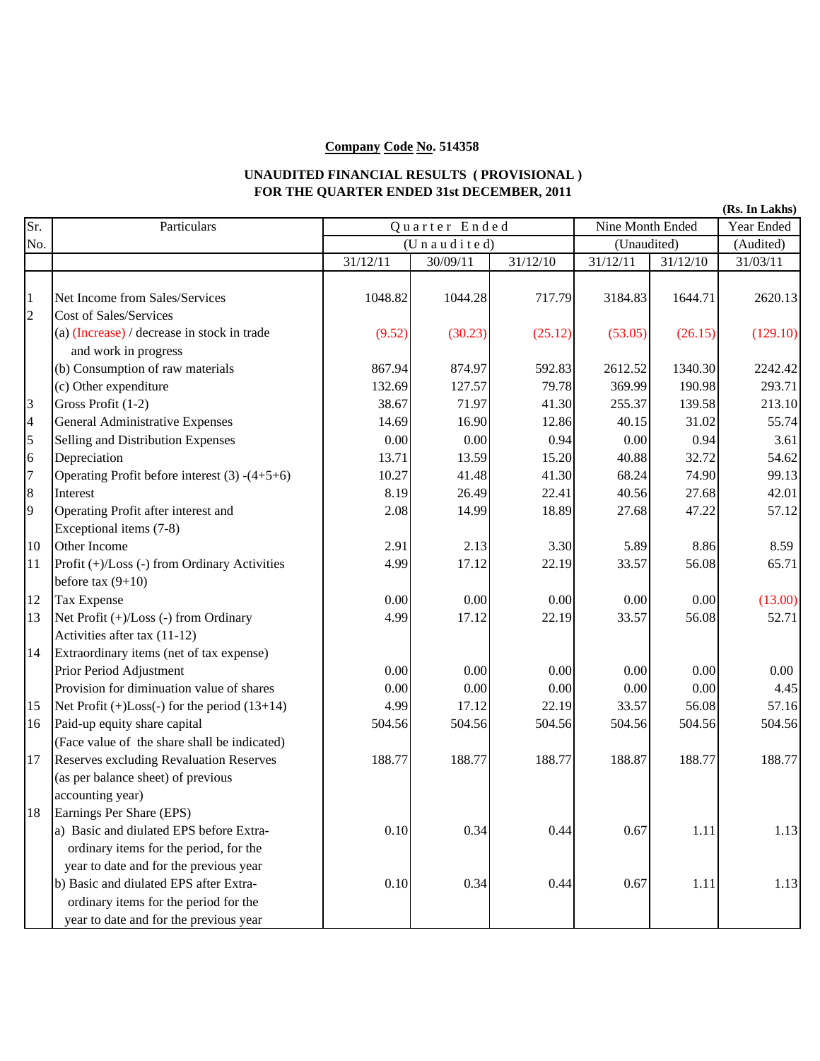**Company Code No. 514358**

**UNAUDITED FINANCIAL RESULTS ( PROVISIONAL )**
**FOR THE QUARTER ENDED 31st DECEMBER, 2011**

**(Rs. In Lakhs)**

| Sr. No. | Particulars | Quarter Ended | | | Nine Month Ended | | Year Ended |
|---|---|---|---|---|---|---|---|
| | | (Unaudited) | | | (Unaudited) | | (Audited) |
| | | 31/12/11 | 30/09/11 | 31/12/10 | 31/12/11 | 31/12/10 | 31/03/11 |
| 1 | Net Income from Sales/Services | 1048.82 | 1044.28 | 717.79 | 3184.83 | 1644.71 | 2620.13 |
| 2 | Cost of Sales/Services | | | | | | |
| | (a) (Increase) / decrease in stock in trade and work in progress | (9.52) | (30.23) | (25.12) | (53.05) | (26.15) | (129.10) |
| | (b) Consumption of raw materials | 867.94 | 874.97 | 592.83 | 2612.52 | 1340.30 | 2242.42 |
| | (c) Other expenditure | 132.69 | 127.57 | 79.78 | 369.99 | 190.98 | 293.71 |
| 3 | Gross Profit (1-2) | 38.67 | 71.97 | 41.30 | 255.37 | 139.58 | 213.10 |
| 4 | General Administrative Expenses | 14.69 | 16.90 | 12.86 | 40.15 | 31.02 | 55.74 |
| 5 | Selling and Distribution Expenses | 0.00 | 0.00 | 0.94 | 0.00 | 0.94 | 3.61 |
| 6 | Depreciation | 13.71 | 13.59 | 15.20 | 40.88 | 32.72 | 54.62 |
| 7 | Operating Profit before interest (3) -(4+5+6) | 10.27 | 41.48 | 41.30 | 68.24 | 74.90 | 99.13 |
| 8 | Interest | 8.19 | 26.49 | 22.41 | 40.56 | 27.68 | 42.01 |
| 9 | Operating Profit after interest and Exceptional items (7-8) | 2.08 | 14.99 | 18.89 | 27.68 | 47.22 | 57.12 |
| 10 | Other Income | 2.91 | 2.13 | 3.30 | 5.89 | 8.86 | 8.59 |
| 11 | Profit (+)/Loss (-) from Ordinary Activities before tax (9+10) | 4.99 | 17.12 | 22.19 | 33.57 | 56.08 | 65.71 |
| 12 | Tax Expense | 0.00 | 0.00 | 0.00 | 0.00 | 0.00 | (13.00) |
| 13 | Net Profit (+)/Loss (-) from Ordinary Activities after tax (11-12) | 4.99 | 17.12 | 22.19 | 33.57 | 56.08 | 52.71 |
| 14 | Extraordinary items (net of tax expense) | | | | | | |
| | Prior Period Adjustment | 0.00 | 0.00 | 0.00 | 0.00 | 0.00 | 0.00 |
| | Provision for diminuation value of shares | 0.00 | 0.00 | 0.00 | 0.00 | 0.00 | 4.45 |
| 15 | Net Profit (+)Loss(-) for the period (13+14) | 4.99 | 17.12 | 22.19 | 33.57 | 56.08 | 57.16 |
| 16 | Paid-up equity share capital (Face value of the share shall be indicated) | 504.56 | 504.56 | 504.56 | 504.56 | 504.56 | 504.56 |
| 17 | Reserves excluding Revaluation Reserves (as per balance sheet) of previous accounting year) | 188.77 | 188.77 | 188.77 | 188.87 | 188.77 | 188.77 |
| 18 | Earnings Per Share (EPS) | | | | | | |
| | a) Basic and diulated EPS before Extra-ordinary items for the period, for the year to date and for the previous year | 0.10 | 0.34 | 0.44 | 0.67 | 1.11 | 1.13 |
| | b) Basic and diulated EPS after Extra-ordinary items for the period for the year to date and for the previous year | 0.10 | 0.34 | 0.44 | 0.67 | 1.11 | 1.13 |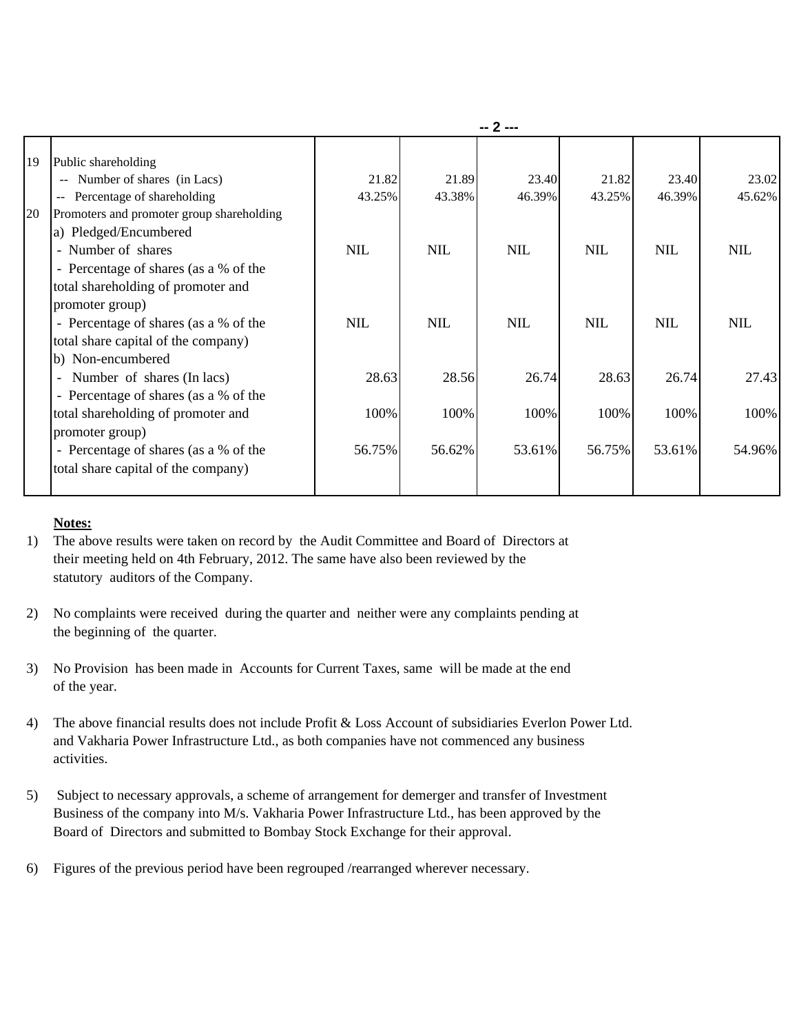| | | | | | | | |
|---|---|---|---|---|---|---|---|
| 19 | Public shareholding | | | | | | |
| | -- Number of shares (in Lacs) | 21.82 | 21.89 | 23.40 | 21.82 | 23.40 | 23.02 |
| | -- Percentage of shareholding | 43.25% | 43.38% | 46.39% | 43.25% | 46.39% | 45.62% |
| 20 | Promoters and promoter group shareholding | | | | | | |
| | a) Pledged/Encumbered | | | | | | |
| | - Number of shares | NIL | NIL | NIL | NIL | NIL | NIL |
| | - Percentage of shares (as a % of the total shareholding of promoter and promoter group) | | | | | | |
| | - Percentage of shares (as a % of the total share capital of the company) | NIL | NIL | NIL | NIL | NIL | NIL |
| | b) Non-encumbered | | | | | | |
| | - Number of shares (In lacs) | 28.63 | 28.56 | 26.74 | 28.63 | 26.74 | 27.43 |
| | - Percentage of shares (as a % of the total shareholding of promoter and promoter group) | 100% | 100% | 100% | 100% | 100% | 100% |
| | - Percentage of shares (as a % of the total share capital of the company) | 56.75% | 56.62% | 53.61% | 56.75% | 53.61% | 54.96% |

**Notes:**

1) The above results were taken on record by the Audit Committee and Board of Directors at their meeting held on 4th February, 2012. The same have also been reviewed by the statutory auditors of the Company.

2) No complaints were received during the quarter and neither were any complaints pending at the beginning of the quarter.

3) No Provision has been made in Accounts for Current Taxes, same will be made at the end of the year.

4) The above financial results does not include Profit & Loss Account of subsidiaries Everlon Power Ltd. and Vakharia Power Infrastructure Ltd., as both companies have not commenced any business activities.

5) Subject to necessary approvals, a scheme of arrangement for demerger and transfer of Investment Business of the company into M/s. Vakharia Power Infrastructure Ltd., has been approved by the Board of Directors and submitted to Bombay Stock Exchange for their approval.

6) Figures of the previous period have been regrouped /rearranged wherever necessary.